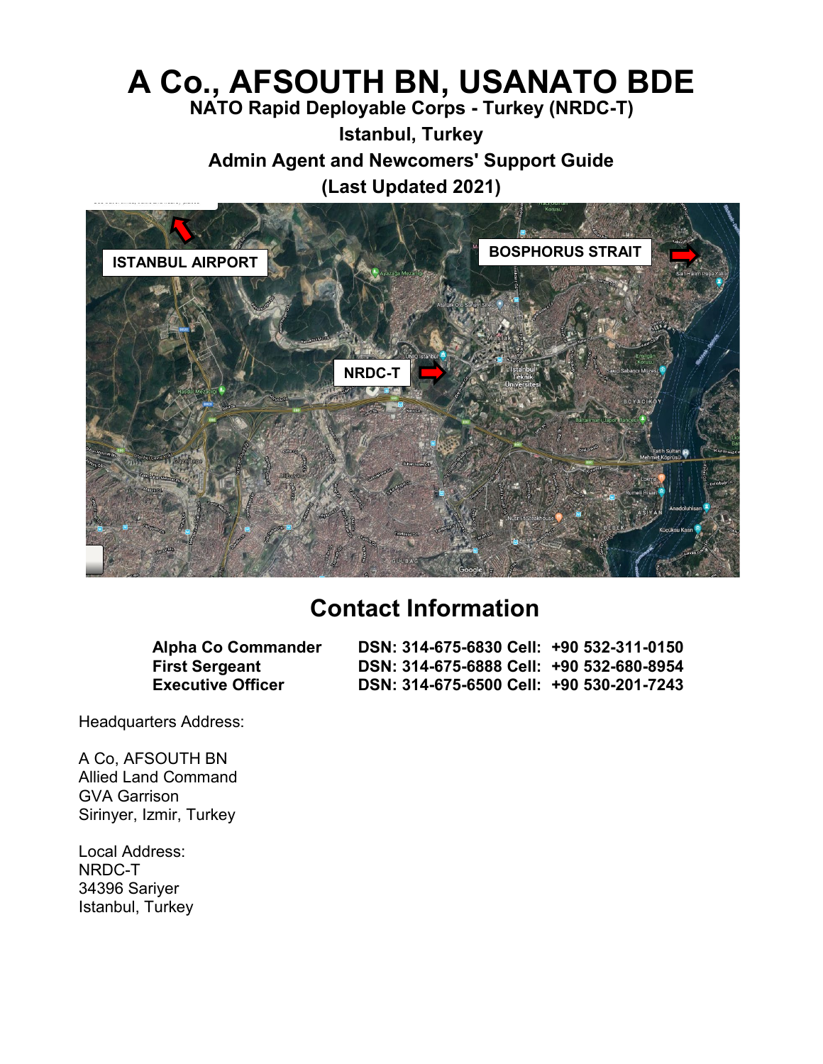# A Co., AFSOUTH BN, USANATO BDE

**NATO Rapid Deployable Corps - Turkey (NRDC-T)**

**Istanbul, Turkey**

**Admin Agent and Newcomers' Support Guide**

**(Last Updated 2021)**

ISTANBUL AIRPORT

BOSPHORUS STRAIT

NRDC-T

## Contact Information

| | | |
|---|---|---|
| **Alpha Co Commander** | **DSN: 314-675-6830 Cell:** | **+90 532-311-0150** |
| **First Sergeant** | **DSN: 314-675-6888 Cell:** | **+90 532-680-8954** |
| **Executive Officer** | **DSN: 314-675-6500 Cell:** | **+90 530-201-7243** |

Headquarters Address:

A Co, AFSOUTH BN
Allied Land Command
GVA Garrison
Sirinyer, Izmir, Turkey

Local Address:
NRDC-T
34396 Sariyer
Istanbul, Turkey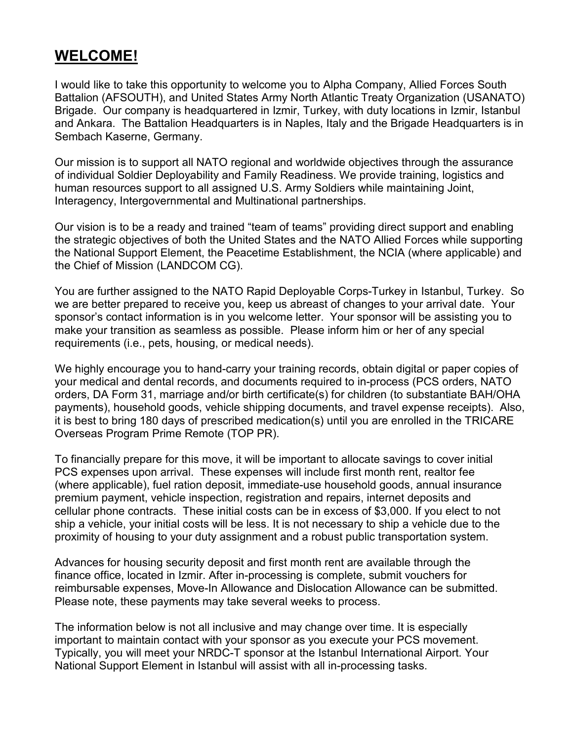# WELCOME!

I would like to take this opportunity to welcome you to Alpha Company, Allied Forces South Battalion (AFSOUTH), and United States Army North Atlantic Treaty Organization (USANATO) Brigade. Our company is headquartered in Izmir, Turkey, with duty locations in Izmir, Istanbul and Ankara. The Battalion Headquarters is in Naples, Italy and the Brigade Headquarters is in Sembach Kaserne, Germany.

Our mission is to support all NATO regional and worldwide objectives through the assurance of individual Soldier Deployability and Family Readiness. We provide training, logistics and human resources support to all assigned U.S. Army Soldiers while maintaining Joint, Interagency, Intergovernmental and Multinational partnerships.

Our vision is to be a ready and trained "team of teams" providing direct support and enabling the strategic objectives of both the United States and the NATO Allied Forces while supporting the National Support Element, the Peacetime Establishment, the NCIA (where applicable) and the Chief of Mission (LANDCOM CG).

You are further assigned to the NATO Rapid Deployable Corps-Turkey in Istanbul, Turkey. So we are better prepared to receive you, keep us abreast of changes to your arrival date. Your sponsor's contact information is in you welcome letter. Your sponsor will be assisting you to make your transition as seamless as possible. Please inform him or her of any special requirements (i.e., pets, housing, or medical needs).

We highly encourage you to hand-carry your training records, obtain digital or paper copies of your medical and dental records, and documents required to in-process (PCS orders, NATO orders, DA Form 31, marriage and/or birth certificate(s) for children (to substantiate BAH/OHA payments), household goods, vehicle shipping documents, and travel expense receipts). Also, it is best to bring 180 days of prescribed medication(s) until you are enrolled in the TRICARE Overseas Program Prime Remote (TOP PR).

To financially prepare for this move, it will be important to allocate savings to cover initial PCS expenses upon arrival. These expenses will include first month rent, realtor fee (where applicable), fuel ration deposit, immediate-use household goods, annual insurance premium payment, vehicle inspection, registration and repairs, internet deposits and cellular phone contracts. These initial costs can be in excess of $3,000. If you elect to not ship a vehicle, your initial costs will be less. It is not necessary to ship a vehicle due to the proximity of housing to your duty assignment and a robust public transportation system.

Advances for housing security deposit and first month rent are available through the finance office, located in Izmir. After in-processing is complete, submit vouchers for reimbursable expenses, Move-In Allowance and Dislocation Allowance can be submitted. Please note, these payments may take several weeks to process.

The information below is not all inclusive and may change over time. It is especially important to maintain contact with your sponsor as you execute your PCS movement. Typically, you will meet your NRDC-T sponsor at the Istanbul International Airport. Your National Support Element in Istanbul will assist with all in-processing tasks.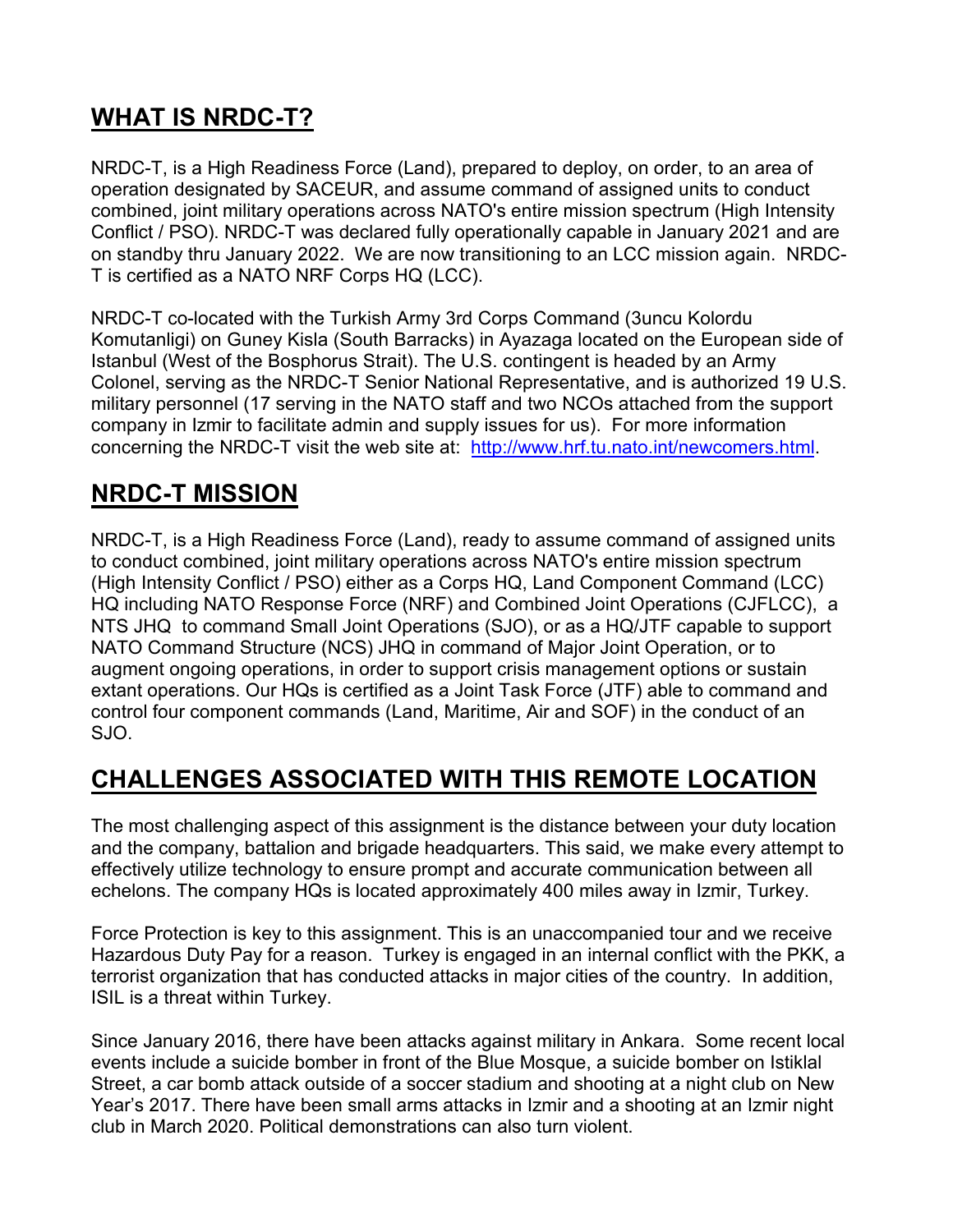## WHAT IS NRDC-T?

NRDC-T, is a High Readiness Force (Land), prepared to deploy, on order, to an area of operation designated by SACEUR, and assume command of assigned units to conduct combined, joint military operations across NATO's entire mission spectrum (High Intensity Conflict / PSO). NRDC-T was declared fully operationally capable in January 2021 and are on standby thru January 2022. We are now transitioning to an LCC mission again. NRDC-T is certified as a NATO NRF Corps HQ (LCC).

NRDC-T co-located with the Turkish Army 3rd Corps Command (3uncu Kolordu Komutanligi) on Guney Kisla (South Barracks) in Ayazaga located on the European side of Istanbul (West of the Bosphorus Strait). The U.S. contingent is headed by an Army Colonel, serving as the NRDC-T Senior National Representative, and is authorized 19 U.S. military personnel (17 serving in the NATO staff and two NCOs attached from the support company in Izmir to facilitate admin and supply issues for us). For more information concerning the NRDC-T visit the web site at: [http://www.hrf.tu.nato.int/newcomers.html](http://www.hrf.tu.nato.int/newcomers.html).

## NRDC-T MISSION

NRDC-T, is a High Readiness Force (Land), ready to assume command of assigned units to conduct combined, joint military operations across NATO's entire mission spectrum (High Intensity Conflict / PSO) either as a Corps HQ, Land Component Command (LCC) HQ including NATO Response Force (NRF) and Combined Joint Operations (CJFLCC), a NTS JHQ to command Small Joint Operations (SJO), or as a HQ/JTF capable to support NATO Command Structure (NCS) JHQ in command of Major Joint Operation, or to augment ongoing operations, in order to support crisis management options or sustain extant operations. Our HQs is certified as a Joint Task Force (JTF) able to command and control four component commands (Land, Maritime, Air and SOF) in the conduct of an SJO.

## CHALLENGES ASSOCIATED WITH THIS REMOTE LOCATION

The most challenging aspect of this assignment is the distance between your duty location and the company, battalion and brigade headquarters. This said, we make every attempt to effectively utilize technology to ensure prompt and accurate communication between all echelons. The company HQs is located approximately 400 miles away in Izmir, Turkey.

Force Protection is key to this assignment. This is an unaccompanied tour and we receive Hazardous Duty Pay for a reason. Turkey is engaged in an internal conflict with the PKK, a terrorist organization that has conducted attacks in major cities of the country. In addition, ISIL is a threat within Turkey.

Since January 2016, there have been attacks against military in Ankara. Some recent local events include a suicide bomber in front of the Blue Mosque, a suicide bomber on Istiklal Street, a car bomb attack outside of a soccer stadium and shooting at a night club on New Year's 2017. There have been small arms attacks in Izmir and a shooting at an Izmir night club in March 2020. Political demonstrations can also turn violent.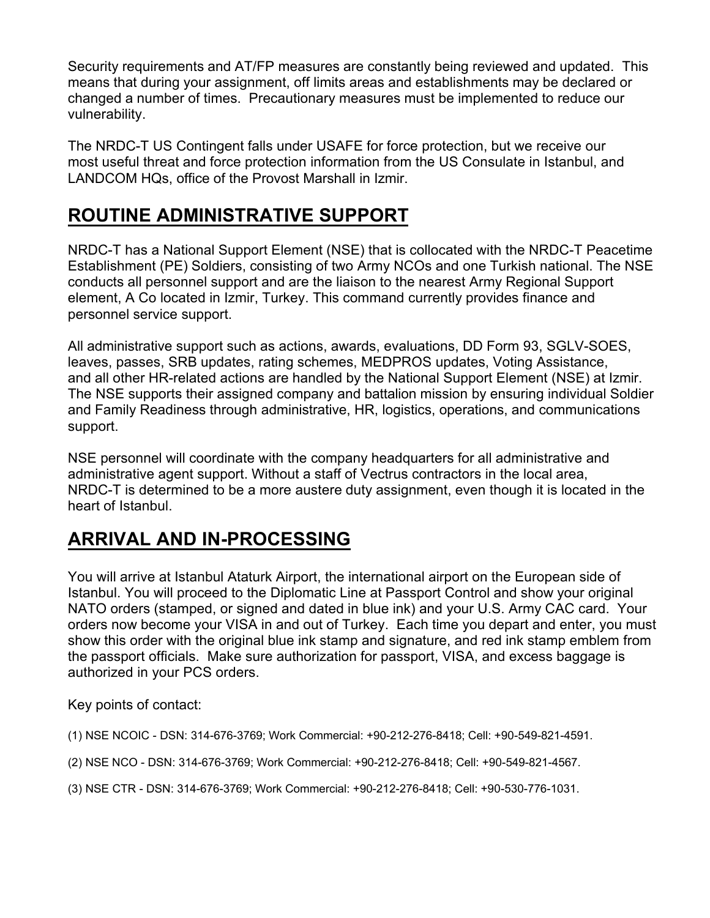Security requirements and AT/FP measures are constantly being reviewed and updated. This means that during your assignment, off limits areas and establishments may be declared or changed a number of times. Precautionary measures must be implemented to reduce our vulnerability.

The NRDC-T US Contingent falls under USAFE for force protection, but we receive our most useful threat and force protection information from the US Consulate in Istanbul, and LANDCOM HQs, office of the Provost Marshall in Izmir.

## ROUTINE ADMINISTRATIVE SUPPORT

NRDC-T has a National Support Element (NSE) that is collocated with the NRDC-T Peacetime Establishment (PE) Soldiers, consisting of two Army NCOs and one Turkish national. The NSE conducts all personnel support and are the liaison to the nearest Army Regional Support element, A Co located in Izmir, Turkey. This command currently provides finance and personnel service support.

All administrative support such as actions, awards, evaluations, DD Form 93, SGLV-SOES, leaves, passes, SRB updates, rating schemes, MEDPROS updates, Voting Assistance, and all other HR-related actions are handled by the National Support Element (NSE) at Izmir. The NSE supports their assigned company and battalion mission by ensuring individual Soldier and Family Readiness through administrative, HR, logistics, operations, and communications support.

NSE personnel will coordinate with the company headquarters for all administrative and administrative agent support. Without a staff of Vectrus contractors in the local area, NRDC-T is determined to be a more austere duty assignment, even though it is located in the heart of Istanbul.

## ARRIVAL AND IN-PROCESSING

You will arrive at Istanbul Ataturk Airport, the international airport on the European side of Istanbul. You will proceed to the Diplomatic Line at Passport Control and show your original NATO orders (stamped, or signed and dated in blue ink) and your U.S. Army CAC card. Your orders now become your VISA in and out of Turkey. Each time you depart and enter, you must show this order with the original blue ink stamp and signature, and red ink stamp emblem from the passport officials. Make sure authorization for passport, VISA, and excess baggage is authorized in your PCS orders.

Key points of contact:

(1) NSE NCOIC - DSN: 314-676-3769; Work Commercial: +90-212-276-8418; Cell: +90-549-821-4591.

(2) NSE NCO - DSN: 314-676-3769; Work Commercial: +90-212-276-8418; Cell: +90-549-821-4567.

(3) NSE CTR - DSN: 314-676-3769; Work Commercial: +90-212-276-8418; Cell: +90-530-776-1031.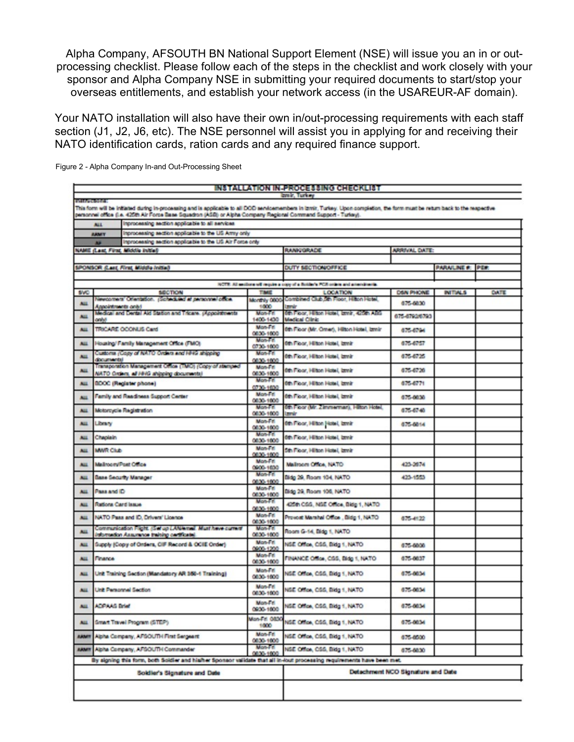Alpha Company, AFSOUTH BN National Support Element (NSE) will issue you an in or out-processing checklist. Please follow each of the steps in the checklist and work closely with your sponsor and Alpha Company NSE in submitting your required documents to start/stop your overseas entitlements, and establish your network access (in the USAREUR-AF domain).

Your NATO installation will also have their own in/out-processing requirements with each staff section (J1, J2, J6, etc). The NSE personnel will assist you in applying for and receiving their NATO identification cards, ration cards and any required finance support.

Figure 2 - Alpha Company In-and Out-Processing Sheet

**INSTALLATION IN-PROCESSING CHECKLIST**
Izmir, Turkey

Instructions:
This form will be initiated during in-processing and is applicable to all DOD servicemembers in Izmir, Turkey. Upon completion, the form must be return back to the respective personnel office (i.e. 425th Air Force Base Squadron (ABS) or Alpha Company Regional Command Support - Turkey).

| | |
|---|---|
| ALL | Inprocessing section applicable to all services |
| ARMY | Inprocessing section applicable to the US Army only |
| AF | Inprocessing section applicable to the US Air Force only |

| NAME (Last, First, Middle Initial) | RANK/GRADE | ARRIVAL DATE: | |
|---|---|---|---|
| | | | |
| SPONSOR (Last, First, Middle Initial) | DUTY SECTION/OFFICE | PARA/LINE #: | PE#: |
| | | | |

NOTE: All sections will require a copy of a Soldier's PCS orders and amendments.

| SVC | SECTION | TIME | LOCATION | DSN PHONE | INITIALS | DATE |
|---|---|---|---|---|---|---|
| ALL | Newcomers' Orientation. (Scheduled at personnel office. Appointments only) | Monthly 0800-1600 | Combined Club, 5th Floor, Hilton Hotel, Izmir | 675-6830 | | |
| ALL | Medical and Dental Aid Station and Tricare. (Appointments only) | Mon-Fri 1400-1430 | 6th Floor, Hilton Hotel, Izmir, 425th ABS Medical Clinic | 675-6792/6793 | | |
| ALL | TRICARE OCONUS Card | Mon-Fri 0830-1600 | 6th Floor (Mr. Omer), Hilton Hotel, Izmir | 675-6794 | | |
| ALL | Housing/ Family Management Office (FMO) | Mon-Fri 0730-1600 | 6th Floor, Hilton Hotel, Izmir | 675-6757 | | |
| ALL | Customs (Copy of NATO Orders and HHG shipping documents) | Mon-Fri 0830-1600 | 6th Floor, Hilton Hotel, Izmir | 675-6725 | | |
| ALL | Transportation Management Office (TMO) (Copy of stamped NATO Orders, all HHG shipping documents) | Mon-Fri 0830-1600 | 6th Floor, Hilton Hotel, Izmir | 675-6726 | | |
| ALL | BDOC (Register phone) | Mon-Fri 0730-1600 | 6th Floor, Hilton Hotel, Izmir | 675-6771 | | |
| ALL | Family and Readiness Support Center | Mon-Fri 0830-1600 | 6th Floor, Hilton Hotel, Izmir | 675-6830 | | |
| ALL | Motorcycle Registration | Mon-Fri 0830-1600 | 6th Floor (Mr. Zimmerman), Hilton Hotel, Izmir | 675-6748 | | |
| ALL | Library | Mon-Fri 0830-1600 | 6th Floor, Hilton Hotel, Izmir | 675-6814 | | |
| ALL | Chaplain | Mon-Fri 0830-1600 | 6th Floor, Hilton Hotel, Izmir | | | |
| ALL | MWR Club | Mon-Fri 0830-1600 | 5th Floor, Hilton Hotel, Izmir | | | |
| ALL | Mailroom/Post Office | Mon-Fri 0900-1630 | Mailroom Office, NATO | 423-2674 | | |
| ALL | Base Security Manager | Mon-Fri 0830-1600 | Bldg 29, Room 104, NATO | 423-1553 | | |
| ALL | Pass and ID | Mon-Fri 0830-1600 | Bldg 29, Room 106, NATO | | | |
| ALL | Rations Card Issue | Mon-Fri 0830-1600 | 425th CSS, NSE Office, Bldg 1, NATO | | | |
| ALL | NATO Pass and ID, Drivers' License | Mon-Fri 0830-1600 | Provost Marshal Office, Bldg 1, NATO | 675-4122 | | |
| ALL | Communication Flight. (Set up LAN/email. Must have current Information Assurance training certificate) | Mon-Fri 0830-1600 | Room G-14, Bldg 1, NATO | | | |
| ALL | Supply (Copy of Orders, CIF Record & OCIE Order) | Mon-Fri 0900-1200 | NSE Office, CSS, Bldg 1, NATO | 675-6808 | | |
| ALL | Finance | Mon-Fri 0830-1600 | FINANCE Office, CSS, Bldg 1, NATO | 675-6837 | | |
| ALL | Unit Training Section (Mandatory AR 350-1 Training) | Mon-Fri 0830-1600 | NSE Office, CSS, Bldg 1, NATO | 675-6834 | | |
| ALL | Unit Personnel Section | Mon-Fri 0830-1600 | NSE Office, CSS, Bldg 1, NATO | 675-6834 | | |
| ALL | ADPAAS Brief | Mon-Fri 0930-1600 | NSE Office, CSS, Bldg 1, NATO | 675-6834 | | |
| ALL | Smart Travel Program (STEP) | Mon-Fri 0830-1600 | NSE Office, CSS, Bldg 1, NATO | 675-6834 | | |
| ARMY | Alpha Company, AFSOUTH First Sergeant | Mon-Fri 0830-1600 | NSE Office, CSS, Bldg 1, NATO | 675-6500 | | |
| ARMY | Alpha Company, AFSOUTH Commander | Mon-Fri 0830-1600 | NSE Office, CSS, Bldg 1, NATO | 675-6830 | | |

By signing this form, both Soldier and his/her Sponsor validate that all in-/out processing requirements have been met.

| Soldier's Signature and Date | Detachment NCO Signature and Date |
|---|---|
| | |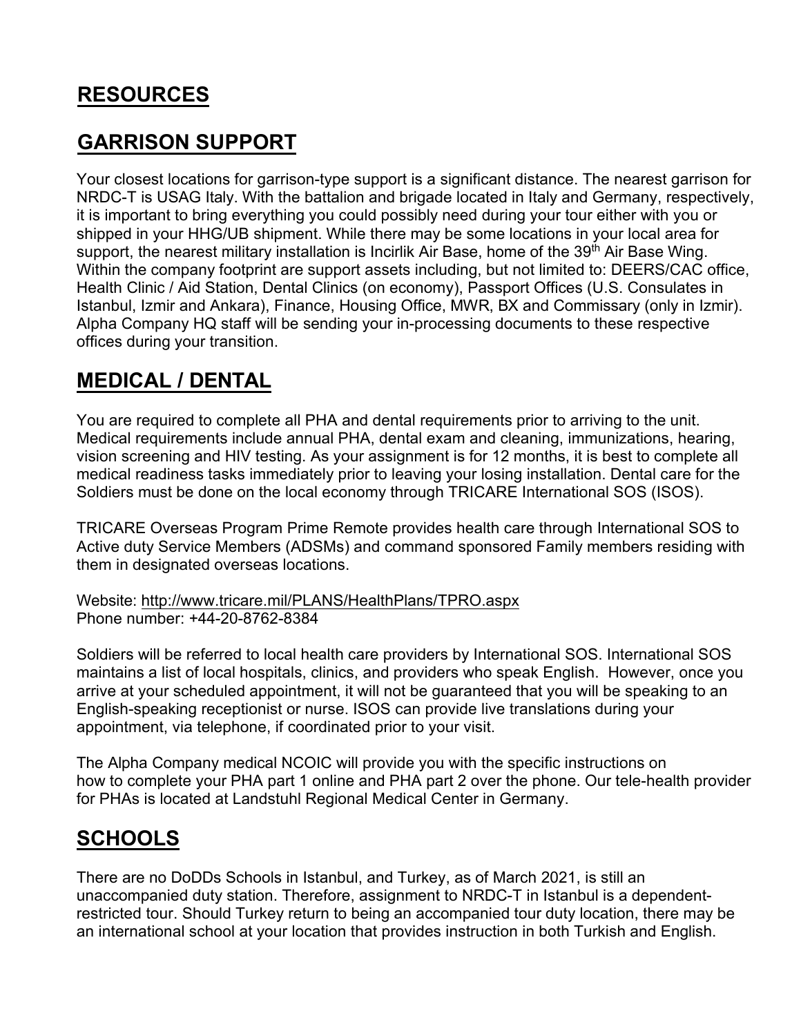# RESOURCES

# GARRISON SUPPORT

Your closest locations for garrison-type support is a significant distance. The nearest garrison for NRDC-T is USAG Italy. With the battalion and brigade located in Italy and Germany, respectively, it is important to bring everything you could possibly need during your tour either with you or shipped in your HHG/UB shipment. While there may be some locations in your local area for support, the nearest military installation is Incirlik Air Base, home of the 39th Air Base Wing. Within the company footprint are support assets including, but not limited to: DEERS/CAC office, Health Clinic / Aid Station, Dental Clinics (on economy), Passport Offices (U.S. Consulates in Istanbul, Izmir and Ankara), Finance, Housing Office, MWR, BX and Commissary (only in Izmir). Alpha Company HQ staff will be sending your in-processing documents to these respective offices during your transition.

# MEDICAL / DENTAL

You are required to complete all PHA and dental requirements prior to arriving to the unit. Medical requirements include annual PHA, dental exam and cleaning, immunizations, hearing, vision screening and HIV testing. As your assignment is for 12 months, it is best to complete all medical readiness tasks immediately prior to leaving your losing installation. Dental care for the Soldiers must be done on the local economy through TRICARE International SOS (ISOS).

TRICARE Overseas Program Prime Remote provides health care through International SOS to Active duty Service Members (ADSMs) and command sponsored Family members residing with them in designated overseas locations.

Website: http://www.tricare.mil/PLANS/HealthPlans/TPRO.aspx
Phone number: +44-20-8762-8384

Soldiers will be referred to local health care providers by International SOS. International SOS maintains a list of local hospitals, clinics, and providers who speak English. However, once you arrive at your scheduled appointment, it will not be guaranteed that you will be speaking to an English-speaking receptionist or nurse. ISOS can provide live translations during your appointment, via telephone, if coordinated prior to your visit.

The Alpha Company medical NCOIC will provide you with the specific instructions on how to complete your PHA part 1 online and PHA part 2 over the phone. Our tele-health provider for PHAs is located at Landstuhl Regional Medical Center in Germany.

# SCHOOLS

There are no DoDDs Schools in Istanbul, and Turkey, as of March 2021, is still an unaccompanied duty station. Therefore, assignment to NRDC-T in Istanbul is a dependent-restricted tour. Should Turkey return to being an accompanied tour duty location, there may be an international school at your location that provides instruction in both Turkish and English.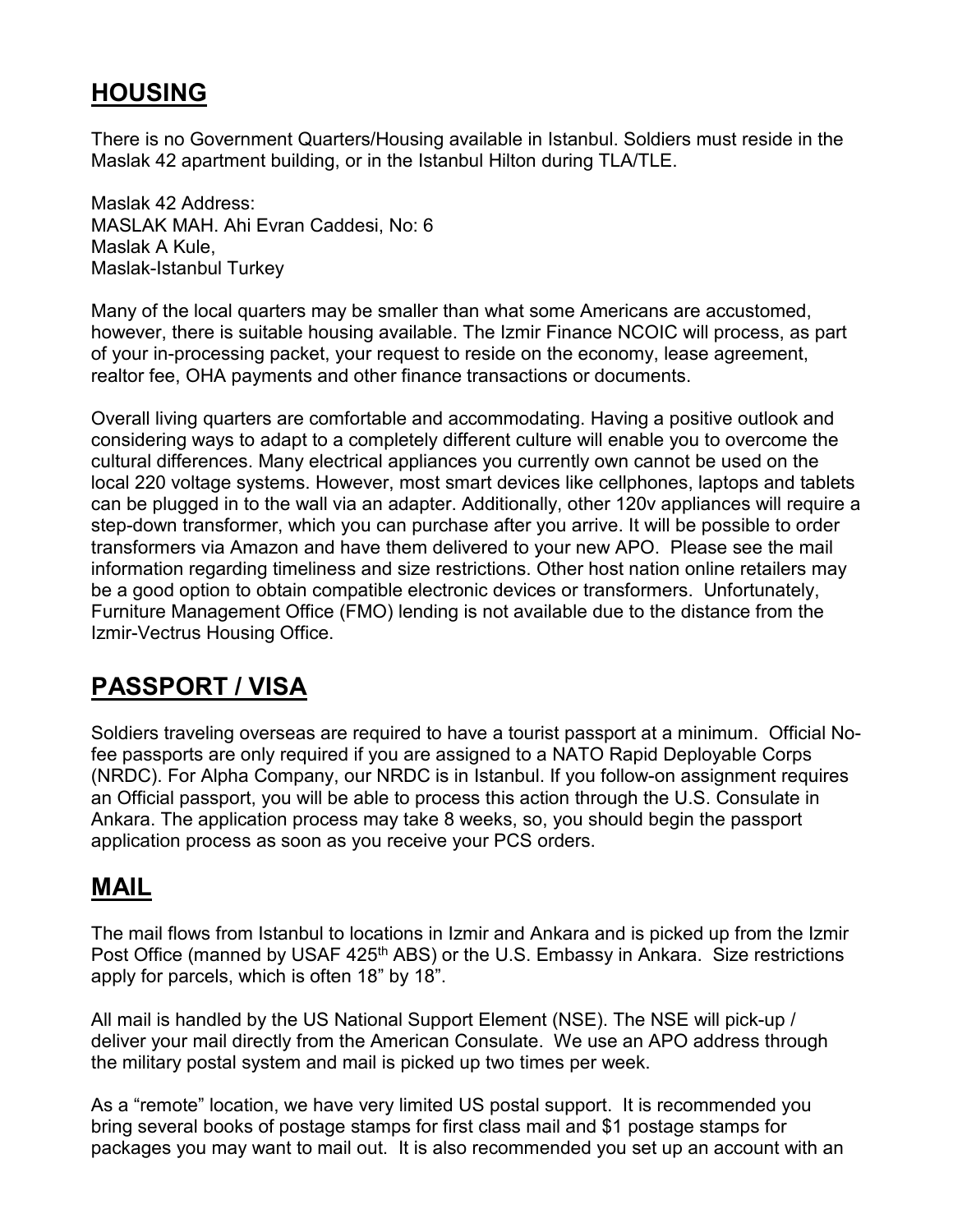## HOUSING

There is no Government Quarters/Housing available in Istanbul. Soldiers must reside in the Maslak 42 apartment building, or in the Istanbul Hilton during TLA/TLE.

Maslak 42 Address:
MASLAK MAH. Ahi Evran Caddesi, No: 6
Maslak A Kule,
Maslak-Istanbul Turkey

Many of the local quarters may be smaller than what some Americans are accustomed, however, there is suitable housing available. The Izmir Finance NCOIC will process, as part of your in-processing packet, your request to reside on the economy, lease agreement, realtor fee, OHA payments and other finance transactions or documents.

Overall living quarters are comfortable and accommodating. Having a positive outlook and considering ways to adapt to a completely different culture will enable you to overcome the cultural differences. Many electrical appliances you currently own cannot be used on the local 220 voltage systems. However, most smart devices like cellphones, laptops and tablets can be plugged in to the wall via an adapter. Additionally, other 120v appliances will require a step-down transformer, which you can purchase after you arrive. It will be possible to order transformers via Amazon and have them delivered to your new APO. Please see the mail information regarding timeliness and size restrictions. Other host nation online retailers may be a good option to obtain compatible electronic devices or transformers. Unfortunately, Furniture Management Office (FMO) lending is not available due to the distance from the Izmir-Vectrus Housing Office.

## PASSPORT / VISA

Soldiers traveling overseas are required to have a tourist passport at a minimum. Official No-fee passports are only required if you are assigned to a NATO Rapid Deployable Corps (NRDC). For Alpha Company, our NRDC is in Istanbul. If you follow-on assignment requires an Official passport, you will be able to process this action through the U.S. Consulate in Ankara. The application process may take 8 weeks, so, you should begin the passport application process as soon as you receive your PCS orders.

## MAIL

The mail flows from Istanbul to locations in Izmir and Ankara and is picked up from the Izmir Post Office (manned by USAF 425th ABS) or the U.S. Embassy in Ankara. Size restrictions apply for parcels, which is often 18" by 18".

All mail is handled by the US National Support Element (NSE). The NSE will pick-up / deliver your mail directly from the American Consulate. We use an APO address through the military postal system and mail is picked up two times per week.

As a "remote" location, we have very limited US postal support. It is recommended you bring several books of postage stamps for first class mail and $1 postage stamps for packages you may want to mail out. It is also recommended you set up an account with an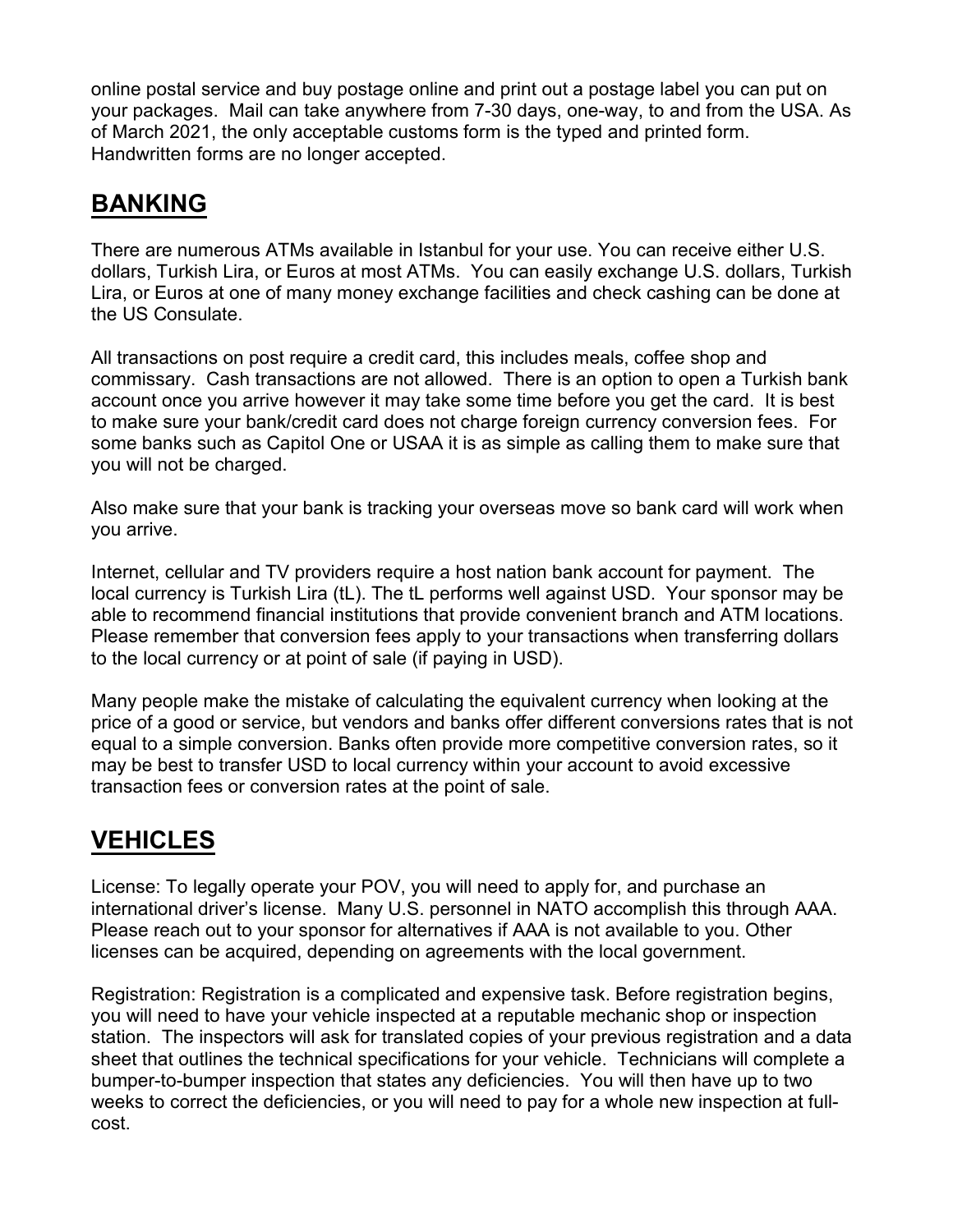online postal service and buy postage online and print out a postage label you can put on your packages. Mail can take anywhere from 7-30 days, one-way, to and from the USA. As of March 2021, the only acceptable customs form is the typed and printed form. Handwritten forms are no longer accepted.

## BANKING

There are numerous ATMs available in Istanbul for your use. You can receive either U.S. dollars, Turkish Lira, or Euros at most ATMs. You can easily exchange U.S. dollars, Turkish Lira, or Euros at one of many money exchange facilities and check cashing can be done at the US Consulate.

All transactions on post require a credit card, this includes meals, coffee shop and commissary. Cash transactions are not allowed. There is an option to open a Turkish bank account once you arrive however it may take some time before you get the card. It is best to make sure your bank/credit card does not charge foreign currency conversion fees. For some banks such as Capitol One or USAA it is as simple as calling them to make sure that you will not be charged.

Also make sure that your bank is tracking your overseas move so bank card will work when you arrive.

Internet, cellular and TV providers require a host nation bank account for payment. The local currency is Turkish Lira (tL). The tL performs well against USD. Your sponsor may be able to recommend financial institutions that provide convenient branch and ATM locations. Please remember that conversion fees apply to your transactions when transferring dollars to the local currency or at point of sale (if paying in USD).

Many people make the mistake of calculating the equivalent currency when looking at the price of a good or service, but vendors and banks offer different conversions rates that is not equal to a simple conversion. Banks often provide more competitive conversion rates, so it may be best to transfer USD to local currency within your account to avoid excessive transaction fees or conversion rates at the point of sale.

## VEHICLES

License: To legally operate your POV, you will need to apply for, and purchase an international driver's license. Many U.S. personnel in NATO accomplish this through AAA. Please reach out to your sponsor for alternatives if AAA is not available to you. Other licenses can be acquired, depending on agreements with the local government.

Registration: Registration is a complicated and expensive task. Before registration begins, you will need to have your vehicle inspected at a reputable mechanic shop or inspection station. The inspectors will ask for translated copies of your previous registration and a data sheet that outlines the technical specifications for your vehicle. Technicians will complete a bumper-to-bumper inspection that states any deficiencies. You will then have up to two weeks to correct the deficiencies, or you will need to pay for a whole new inspection at full-cost.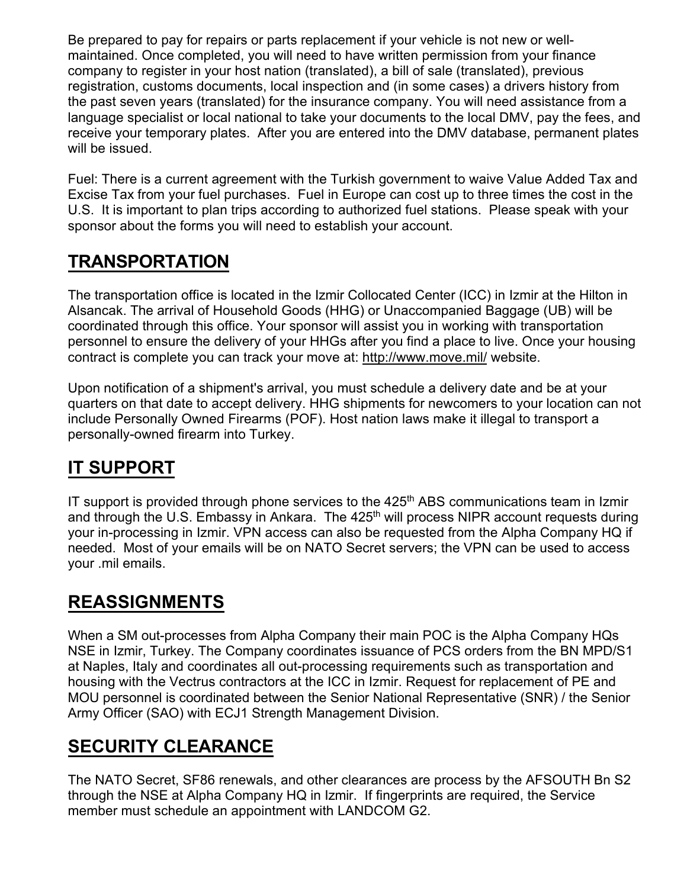Be prepared to pay for repairs or parts replacement if your vehicle is not new or well-maintained. Once completed, you will need to have written permission from your finance company to register in your host nation (translated), a bill of sale (translated), previous registration, customs documents, local inspection and (in some cases) a drivers history from the past seven years (translated) for the insurance company. You will need assistance from a language specialist or local national to take your documents to the local DMV, pay the fees, and receive your temporary plates. After you are entered into the DMV database, permanent plates will be issued.

Fuel: There is a current agreement with the Turkish government to waive Value Added Tax and Excise Tax from your fuel purchases. Fuel in Europe can cost up to three times the cost in the U.S. It is important to plan trips according to authorized fuel stations. Please speak with your sponsor about the forms you will need to establish your account.

## TRANSPORTATION

The transportation office is located in the Izmir Collocated Center (ICC) in Izmir at the Hilton in Alsancak. The arrival of Household Goods (HHG) or Unaccompanied Baggage (UB) will be coordinated through this office. Your sponsor will assist you in working with transportation personnel to ensure the delivery of your HHGs after you find a place to live. Once your housing contract is complete you can track your move at: http://www.move.mil/ website.

Upon notification of a shipment's arrival, you must schedule a delivery date and be at your quarters on that date to accept delivery. HHG shipments for newcomers to your location can not include Personally Owned Firearms (POF). Host nation laws make it illegal to transport a personally-owned firearm into Turkey.

## IT SUPPORT

IT support is provided through phone services to the 425th ABS communications team in Izmir and through the U.S. Embassy in Ankara. The 425th will process NIPR account requests during your in-processing in Izmir. VPN access can also be requested from the Alpha Company HQ if needed. Most of your emails will be on NATO Secret servers; the VPN can be used to access your .mil emails.

## REASSIGNMENTS

When a SM out-processes from Alpha Company their main POC is the Alpha Company HQs NSE in Izmir, Turkey. The Company coordinates issuance of PCS orders from the BN MPD/S1 at Naples, Italy and coordinates all out-processing requirements such as transportation and housing with the Vectrus contractors at the ICC in Izmir. Request for replacement of PE and MOU personnel is coordinated between the Senior National Representative (SNR) / the Senior Army Officer (SAO) with ECJ1 Strength Management Division.

## SECURITY CLEARANCE

The NATO Secret, SF86 renewals, and other clearances are process by the AFSOUTH Bn S2 through the NSE at Alpha Company HQ in Izmir. If fingerprints are required, the Service member must schedule an appointment with LANDCOM G2.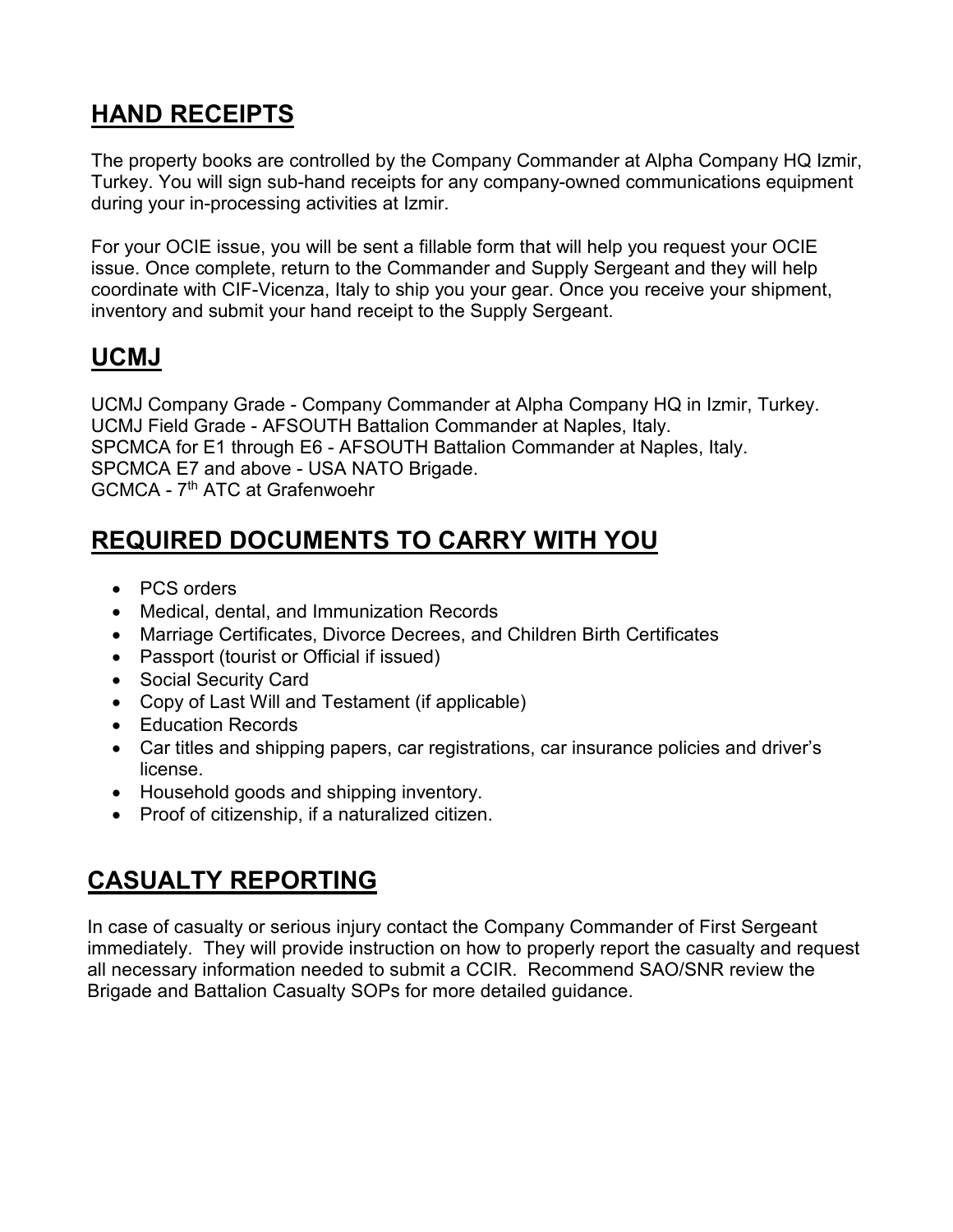## HAND RECEIPTS

The property books are controlled by the Company Commander at Alpha Company HQ Izmir, Turkey. You will sign sub-hand receipts for any company-owned communications equipment during your in-processing activities at Izmir.

For your OCIE issue, you will be sent a fillable form that will help you request your OCIE issue. Once complete, return to the Commander and Supply Sergeant and they will help coordinate with CIF-Vicenza, Italy to ship you your gear. Once you receive your shipment, inventory and submit your hand receipt to the Supply Sergeant.

## UCMJ

UCMJ Company Grade - Company Commander at Alpha Company HQ in Izmir, Turkey.
UCMJ Field Grade - AFSOUTH Battalion Commander at Naples, Italy.
SPCMCA for E1 through E6 - AFSOUTH Battalion Commander at Naples, Italy.
SPCMCA E7 and above - USA NATO Brigade.
GCMCA - 7th ATC at Grafenwoehr

## REQUIRED DOCUMENTS TO CARRY WITH YOU

- PCS orders
- Medical, dental, and Immunization Records
- Marriage Certificates, Divorce Decrees, and Children Birth Certificates
- Passport (tourist or Official if issued)
- Social Security Card
- Copy of Last Will and Testament (if applicable)
- Education Records
- Car titles and shipping papers, car registrations, car insurance policies and driver's license.
- Household goods and shipping inventory.
- Proof of citizenship, if a naturalized citizen.

## CASUALTY REPORTING

In case of casualty or serious injury contact the Company Commander of First Sergeant immediately. They will provide instruction on how to properly report the casualty and request all necessary information needed to submit a CCIR. Recommend SAO/SNR review the Brigade and Battalion Casualty SOPs for more detailed guidance.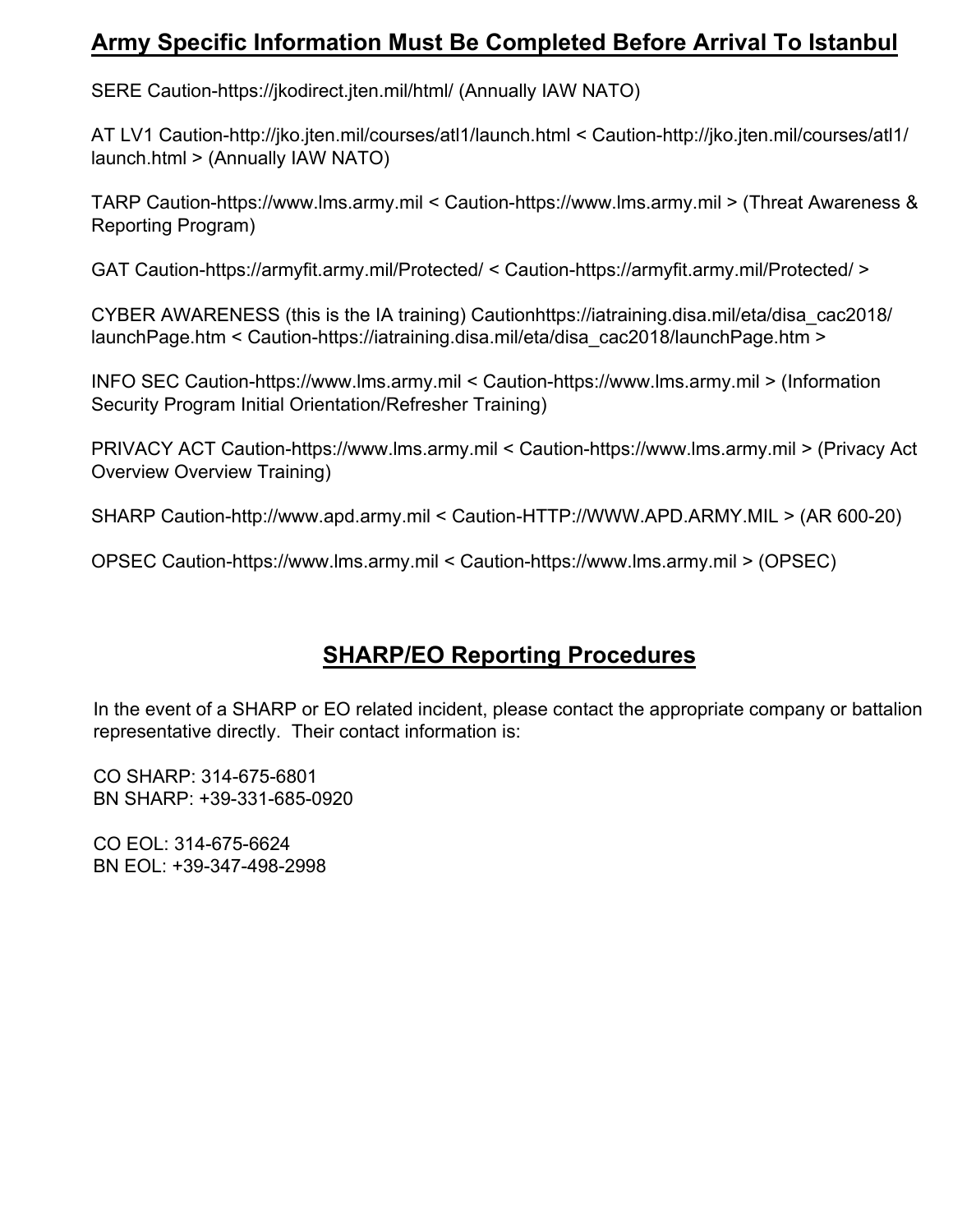## Army Specific Information Must Be Completed Before Arrival To Istanbul

SERE Caution-https://jkodirect.jten.mil/html/ (Annually IAW NATO)

AT LV1 Caution-http://jko.jten.mil/courses/atl1/launch.html < Caution-http://jko.jten.mil/courses/atl1/launch.html > (Annually IAW NATO)

TARP Caution-https://www.lms.army.mil < Caution-https://www.lms.army.mil > (Threat Awareness & Reporting Program)

GAT Caution-https://armyfit.army.mil/Protected/ < Caution-https://armyfit.army.mil/Protected/ >

CYBER AWARENESS (this is the IA training) Cautionhttps://iatraining.disa.mil/eta/disa_cac2018/launchPage.htm < Caution-https://iatraining.disa.mil/eta/disa_cac2018/launchPage.htm >

INFO SEC Caution-https://www.lms.army.mil < Caution-https://www.lms.army.mil > (Information Security Program Initial Orientation/Refresher Training)

PRIVACY ACT Caution-https://www.lms.army.mil < Caution-https://www.lms.army.mil > (Privacy Act Overview Overview Training)

SHARP Caution-http://www.apd.army.mil < Caution-HTTP://WWW.APD.ARMY.MIL > (AR 600-20)

OPSEC Caution-https://www.lms.army.mil < Caution-https://www.lms.army.mil > (OPSEC)

## SHARP/EO Reporting Procedures

In the event of a SHARP or EO related incident, please contact the appropriate company or battalion representative directly. Their contact information is:

CO SHARP: 314-675-6801
BN SHARP: +39-331-685-0920

CO EOL: 314-675-6624
BN EOL: +39-347-498-2998